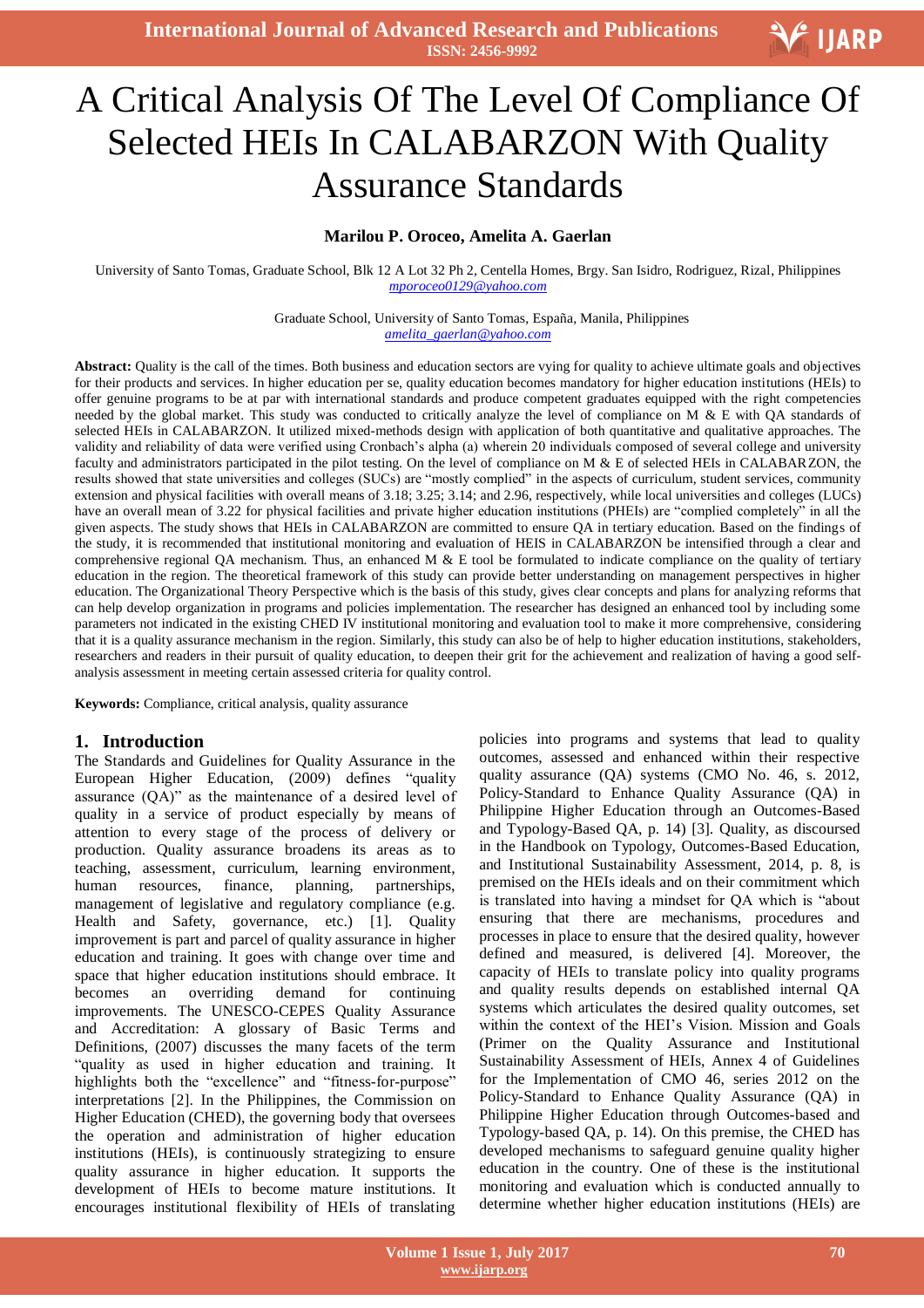# A Critical Analysis Of The Level Of Compliance Of Selected HEIs In CALABARZON With Quality Assurance Standards

**Marilou P. Oroceo, Amelita A. Gaerlan**

University of Santo Tomas, Graduate School, Blk 12 A Lot 32 Ph 2, Centella Homes, Brgy. San Isidro, Rodriguez, Rizal, Philippines
mporoceo0129@yahoo.com

Graduate School, University of Santo Tomas, España, Manila, Philippines
amelita_gaerlan@yahoo.com

**Abstract:** Quality is the call of the times. Both business and education sectors are vying for quality to achieve ultimate goals and objectives for their products and services. In higher education per se, quality education becomes mandatory for higher education institutions (HEIs) to offer genuine programs to be at par with international standards and produce competent graduates equipped with the right competencies needed by the global market. This study was conducted to critically analyze the level of compliance on M & E with QA standards of selected HEIs in CALABARZON. It utilized mixed-methods design with application of both quantitative and qualitative approaches. The validity and reliability of data were verified using Cronbach's alpha (a) wherein 20 individuals composed of several college and university faculty and administrators participated in the pilot testing. On the level of compliance on M & E of selected HEIs in CALABARZON, the results showed that state universities and colleges (SUCs) are "mostly complied" in the aspects of curriculum, student services, community extension and physical facilities with overall means of 3.18; 3.25; 3.14; and 2.96, respectively, while local universities and colleges (LUCs) have an overall mean of 3.22 for physical facilities and private higher education institutions (PHEIs) are "complied completely" in all the given aspects. The study shows that HEIs in CALABARZON are committed to ensure QA in tertiary education. Based on the findings of the study, it is recommended that institutional monitoring and evaluation of HEIS in CALABARZON be intensified through a clear and comprehensive regional QA mechanism. Thus, an enhanced M & E tool be formulated to indicate compliance on the quality of tertiary education in the region. The theoretical framework of this study can provide better understanding on management perspectives in higher education. The Organizational Theory Perspective which is the basis of this study, gives clear concepts and plans for analyzing reforms that can help develop organization in programs and policies implementation. The researcher has designed an enhanced tool by including some parameters not indicated in the existing CHED IV institutional monitoring and evaluation tool to make it more comprehensive, considering that it is a quality assurance mechanism in the region. Similarly, this study can also be of help to higher education institutions, stakeholders, researchers and readers in their pursuit of quality education, to deepen their grit for the achievement and realization of having a good self-analysis assessment in meeting certain assessed criteria for quality control.

**Keywords:** Compliance, critical analysis, quality assurance

## 1. Introduction

The Standards and Guidelines for Quality Assurance in the European Higher Education, (2009) defines "quality assurance (QA)" as the maintenance of a desired level of quality in a service of product especially by means of attention to every stage of the process of delivery or production. Quality assurance broadens its areas as to teaching, assessment, curriculum, learning environment, human resources, finance, planning, partnerships, management of legislative and regulatory compliance (e.g. Health and Safety, governance, etc.) [1]. Quality improvement is part and parcel of quality assurance in higher education and training. It goes with change over time and space that higher education institutions should embrace. It becomes an overriding demand for continuing improvements. The UNESCO-CEPES Quality Assurance and Accreditation: A glossary of Basic Terms and Definitions, (2007) discusses the many facets of the term "quality as used in higher education and training. It highlights both the "excellence" and "fitness-for-purpose" interpretations [2]. In the Philippines, the Commission on Higher Education (CHED), the governing body that oversees the operation and administration of higher education institutions (HEIs), is continuously strategizing to ensure quality assurance in higher education. It supports the development of HEIs to become mature institutions. It encourages institutional flexibility of HEIs of translating policies into programs and systems that lead to quality outcomes, assessed and enhanced within their respective quality assurance (QA) systems (CMO No. 46, s. 2012, Policy-Standard to Enhance Quality Assurance (QA) in Philippine Higher Education through an Outcomes-Based and Typology-Based QA, p. 14) [3]. Quality, as discoursed in the Handbook on Typology, Outcomes-Based Education, and Institutional Sustainability Assessment, 2014, p. 8, is premised on the HEIs ideals and on their commitment which is translated into having a mindset for QA which is "about ensuring that there are mechanisms, procedures and processes in place to ensure that the desired quality, however defined and measured, is delivered [4]. Moreover, the capacity of HEIs to translate policy into quality programs and quality results depends on established internal QA systems which articulates the desired quality outcomes, set within the context of the HEI's Vision. Mission and Goals (Primer on the Quality Assurance and Institutional Sustainability Assessment of HEIs, Annex 4 of Guidelines for the Implementation of CMO 46, series 2012 on the Policy-Standard to Enhance Quality Assurance (QA) in Philippine Higher Education through Outcomes-based and Typology-based QA, p. 14). On this premise, the CHED has developed mechanisms to safeguard genuine quality higher education in the country. One of these is the institutional monitoring and evaluation which is conducted annually to determine whether higher education institutions (HEIs) are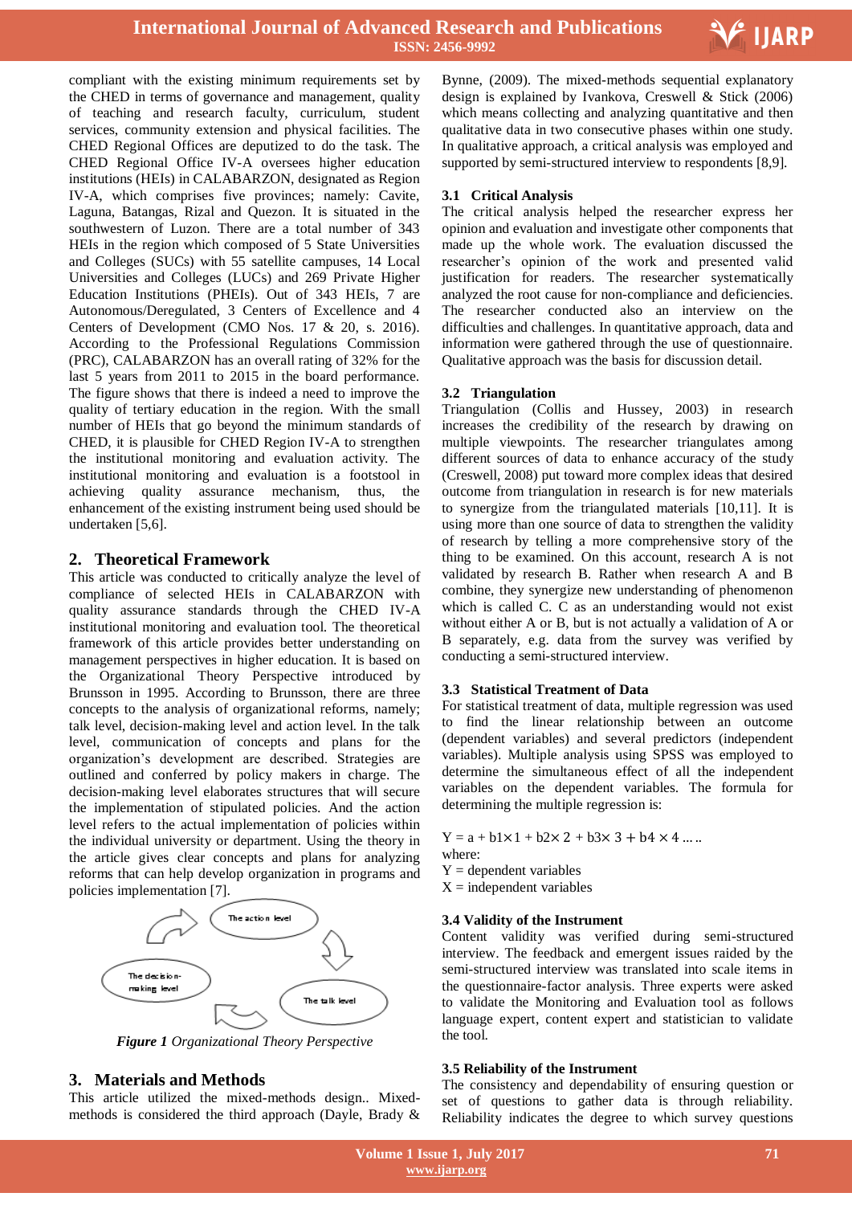compliant with the existing minimum requirements set by the CHED in terms of governance and management, quality of teaching and research faculty, curriculum, student services, community extension and physical facilities. The CHED Regional Offices are deputized to do the task. The CHED Regional Office IV-A oversees higher education institutions (HEIs) in CALABARZON, designated as Region IV-A, which comprises five provinces; namely: Cavite, Laguna, Batangas, Rizal and Quezon. It is situated in the southwestern of Luzon. There are a total number of 343 HEIs in the region which composed of 5 State Universities and Colleges (SUCs) with 55 satellite campuses, 14 Local Universities and Colleges (LUCs) and 269 Private Higher Education Institutions (PHEIs). Out of 343 HEIs, 7 are Autonomous/Deregulated, 3 Centers of Excellence and 4 Centers of Development (CMO Nos. 17 & 20, s. 2016). According to the Professional Regulations Commission (PRC), CALABARZON has an overall rating of 32% for the last 5 years from 2011 to 2015 in the board performance. The figure shows that there is indeed a need to improve the quality of tertiary education in the region. With the small number of HEIs that go beyond the minimum standards of CHED, it is plausible for CHED Region IV-A to strengthen the institutional monitoring and evaluation activity. The institutional monitoring and evaluation is a footstool in achieving quality assurance mechanism, thus, the enhancement of the existing instrument being used should be undertaken [5,6].

## 2. Theoretical Framework

This article was conducted to critically analyze the level of compliance of selected HEIs in CALABARZON with quality assurance standards through the CHED IV-A institutional monitoring and evaluation tool. The theoretical framework of this article provides better understanding on management perspectives in higher education. It is based on the Organizational Theory Perspective introduced by Brunsson in 1995. According to Brunsson, there are three concepts to the analysis of organizational reforms, namely; talk level, decision-making level and action level. In the talk level, communication of concepts and plans for the organization's development are described. Strategies are outlined and conferred by policy makers in charge. The decision-making level elaborates structures that will secure the implementation of stipulated policies. And the action level refers to the actual implementation of policies within the individual university or department. Using the theory in the article gives clear concepts and plans for analyzing reforms that can help develop organization in programs and policies implementation [7].

The action level

The decision-making level

The talk level

***Figure 1*** *Organizational Theory Perspective*

## 3. Materials and Methods

This article utilized the mixed-methods design.. Mixed-methods is considered the third approach (Dayle, Brady & Bynne, (2009). The mixed-methods sequential explanatory design is explained by Ivankova, Creswell & Stick (2006) which means collecting and analyzing quantitative and then qualitative data in two consecutive phases within one study. In qualitative approach, a critical analysis was employed and supported by semi-structured interview to respondents [8,9].

### 3.1 Critical Analysis

The critical analysis helped the researcher express her opinion and evaluation and investigate other components that made up the whole work. The evaluation discussed the researcher's opinion of the work and presented valid justification for readers. The researcher systematically analyzed the root cause for non-compliance and deficiencies. The researcher conducted also an interview on the difficulties and challenges. In quantitative approach, data and information were gathered through the use of questionnaire. Qualitative approach was the basis for discussion detail.

### 3.2 Triangulation

Triangulation (Collis and Hussey, 2003) in research increases the credibility of the research by drawing on multiple viewpoints. The researcher triangulates among different sources of data to enhance accuracy of the study (Creswell, 2008) put toward more complex ideas that desired outcome from triangulation in research is for new materials to synergize from the triangulated materials [10,11]. It is using more than one source of data to strengthen the validity of research by telling a more comprehensive story of the thing to be examined. On this account, research A is not validated by research B. Rather when research A and B combine, they synergize new understanding of phenomenon which is called C. C as an understanding would not exist without either A or B, but is not actually a validation of A or B separately, e.g. data from the survey was verified by conducting a semi-structured interview.

### 3.3 Statistical Treatment of Data

For statistical treatment of data, multiple regression was used to find the linear relationship between an outcome (dependent variables) and several predictors (independent variables). Multiple analysis using SPSS was employed to determine the simultaneous effect of all the independent variables on the dependent variables. The formula for determining the multiple regression is:

$$Y = a + b1\times 1 + b2\times 2 + b3\times 3 + b4 \times 4 \ldots..$$

where:
Y = dependent variables
X = independent variables

### 3.4 Validity of the Instrument

Content validity was verified during semi-structured interview. The feedback and emergent issues raided by the semi-structured interview was translated into scale items in the questionnaire-factor analysis. Three experts were asked to validate the Monitoring and Evaluation tool as follows language expert, content expert and statistician to validate the tool.

### 3.5 Reliability of the Instrument

The consistency and dependability of ensuring question or set of questions to gather data is through reliability. Reliability indicates the degree to which survey questions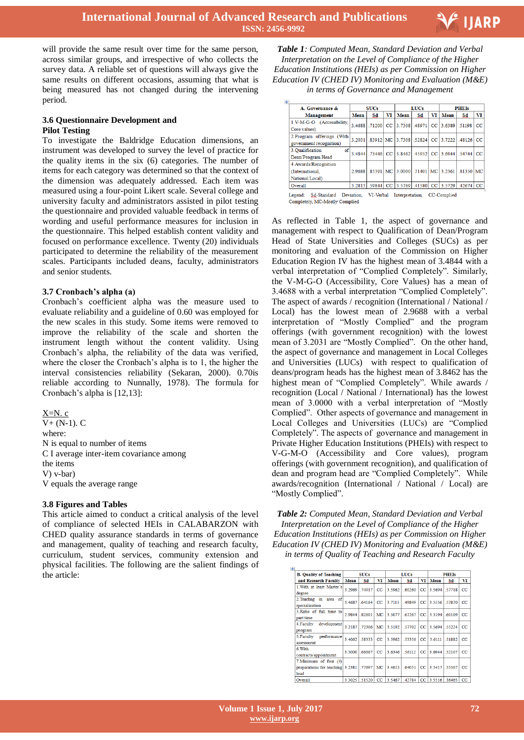will provide the same result over time for the same person, across similar groups, and irrespective of who collects the survey data. A reliable set of questions will always give the same results on different occasions, assuming that what is being measured has not changed during the intervening period.

### 3.6 Questionnaire Development and Pilot Testing

To investigate the Baldridge Education dimensions, an instrument was developed to survey the level of practice for the quality items in the six (6) categories. The number of items for each category was determined so that the context of the dimension was adequately addressed. Each item was measured using a four-point Likert scale. Several college and university faculty and administrators assisted in pilot testing the questionnaire and provided valuable feedback in terms of wording and useful performance measures for inclusion in the questionnaire. This helped establish content validity and focused on performance excellence. Twenty (20) individuals participated to determine the reliability of the measurement scales. Participants included deans, faculty, administrators and senior students.

### 3.7 Cronbach's alpha (a)

Cronbach's coefficient alpha was the measure used to evaluate reliability and a guideline of 0.60 was employed for the new scales in this study. Some items were removed to improve the reliability of the scale and shorten the instrument length without the content validity. Using Cronbach's alpha, the reliability of the data was verified, where the closer the Cronbach's alpha is to 1, the higher the interval consistencies reliability (Sekaran, 2000). 0.70is reliable according to Nunnally, 1978). The formula for Cronbach's alpha is [12,13]:

X=N. c
V+ (N-1). C

where:
N is equal to number of items
C I average inter-item covariance among the items
V) v-bar)
V equals the average range

### 3.8 Figures and Tables

This article aimed to conduct a critical analysis of the level of compliance of selected HEIs in CALABARZON with CHED quality assurance standards in terms of governance and management, quality of teaching and research faculty, curriculum, student services, community extension and physical facilities. The following are the salient findings of the article:

***Table 1**: Computed Mean, Standard Deviation and Verbal Interpretation on the Level of Compliance of the Higher Education Institutions (HEIs) as per Commission on Higher Education IV (CHED IV) Monitoring and Evaluation (M&E) in terms of Governance and Management*

| A. Governance & Management | SUCs | | | LUCs | | | PHEIs | | |
|---|---|---|---|---|---|---|---|---|---|
| | Mean | Sd | VI | Mean | Sd | VI | Mean | Sd | VI |
| 1.V-M-G-O (Accessibility, Core values) | 3.4688 | .71200 | CC | 3.7308 | .48971 | CC | 3.6389 | .51198 | CC |
| 2.Program offerings (With government recognition) | 3.2031 | .83912 | MC | 3.7308 | .52824 | CC | 3.7222 | .48126 | CC |
| 3.Qualification of Dean/Program Head | 3.4844 | .73446 | CC | 3.8462 | .45952 | CC | 3.6944 | .54744 | CC |
| 4.Awards/Recognition (International, National/Local) | 2.9688 | .85391 | MC | 3.0000 | .71401 | MC | 3.2361 | .81350 | MC |
| Overall | 3.2813 | .59844 | CC | 3.5769 | .41580 | CC | 3.5729 | .42674 | CC |

Legend: Sd-Standard Deviation, VI-Verbal Interpretation, CC-Complied Completely, MC-Mostly Complied

As reflected in Table 1, the aspect of governance and management with respect to Qualification of Dean/Program Head of State Universities and Colleges (SUCs) as per monitoring and evaluation of the Commission on Higher Education Region IV has the highest mean of 3.4844 with a verbal interpretation of "Complied Completely". Similarly, the V-M-G-O (Accessibility, Core Values) has a mean of 3.4688 with a verbal interpretation "Complied Completely". The aspect of awards / recognition (International / National / Local) has the lowest mean of 2.9688 with a verbal interpretation of "Mostly Complied" and the program offerings (with government recognition) with the lowest mean of 3.2031 are "Mostly Complied". On the other hand, the aspect of governance and management in Local Colleges and Universities (LUCs) with respect to qualification of deans/program heads has the highest mean of 3.8462 has the highest mean of "Complied Completely". While awards / recognition (Local / National / International) has the lowest mean of 3.0000 with a verbal interpretation of "Mostly Complied". Other aspects of governance and management in Local Colleges and Universities (LUCs) are "Complied Completely". The aspects of governance and management in Private Higher Education Institutions (PHEIs) with respect to V-G-M-O (Accessibility and Core values), program offerings (with government recognition), and qualification of dean and program head are "Complied Completely". While awards/recognition (International / National / Local) are "Mostly Complied".

***Table 2:** Computed Mean, Standard Deviation and Verbal Interpretation on the Level of Compliance of the Higher Education Institutions (HEIs) as per Commission on Higher Education IV (CHED IV) Monitoring and Evaluation (M&E) in terms of Quality of Teaching and Research Faculty*

| B. Quality of Teaching and Research Faculty | SUCs | | | LUCs | | | PHEIs | | |
|---|---|---|---|---|---|---|---|---|---|
| | Mean | Sd | VI | Mean | Sd | VI | Mean | Sd | VI |
| 1.With at least Master's degree | 3.2969 | .74917 | CC | 3.5962 | .60260 | CC | 3.5694 | .57718 | CC |
| 2.Teaching in area of specialization | 3.4687 | .64164 | CC | 3.7115 | .49849 | CC | 3.5556 | .57870 | CC |
| 3.Ratio of full time to part time | 2.9844 | .82601 | MC | 3.3077 | .67267 | CC | 3.3194 | .60109 | CC |
| 4.Faculty development program | 3.2187 | .72306 | MC | 3.5192 | .57702 | CC | 3.5694 | .55224 | CC |
| 5.Faculty performance assessment | 3.4062 | .58333 | CC | 3.5962 | .53356 | CC | 3.6111 | .51882 | CC |
| 6.With contracts/appointment | 3.5000 | .66667 | CC | 3.6346 | .56112 | CC | 3.6944 | .52107 | CC |
| 7.Minimum of four (4) preparations for teaching load | 3.2381 | .77697 | MC | 3.4615 | .64051 | CC | 3.5417 | .55507 | CC |
| Overall | 3.3025 | .51520 | CC | 3.5467 | .42784 | CC | 3.5516 | .36465 | CC |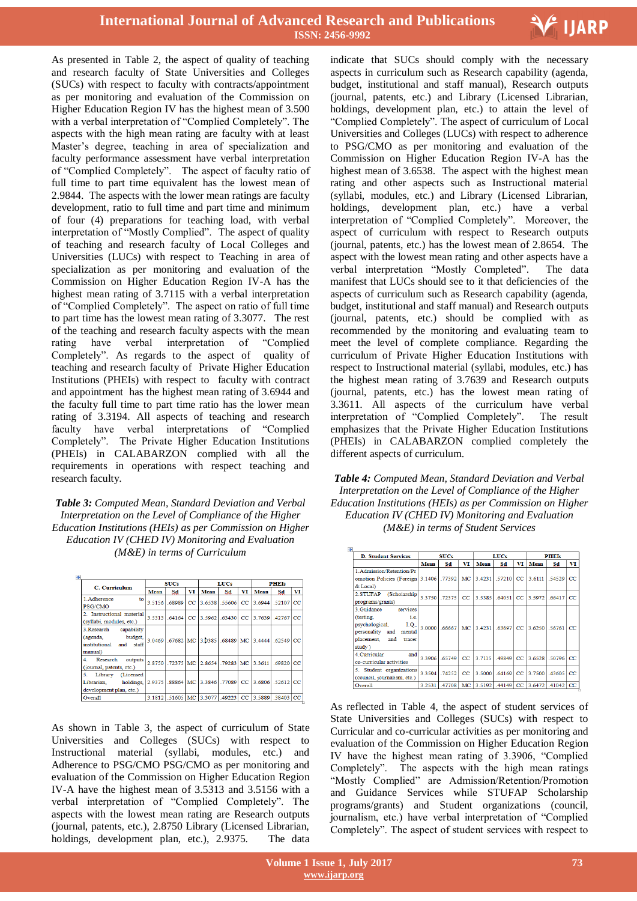As presented in Table 2, the aspect of quality of teaching and research faculty of State Universities and Colleges (SUCs) with respect to faculty with contracts/appointment as per monitoring and evaluation of the Commission on Higher Education Region IV has the highest mean of 3.500 with a verbal interpretation of "Complied Completely". The aspects with the high mean rating are faculty with at least Master's degree, teaching in area of specialization and faculty performance assessment have verbal interpretation of "Complied Completely". The aspect of faculty ratio of full time to part time equivalent has the lowest mean of 2.9844. The aspects with the lower mean ratings are faculty development, ratio to full time and part time and minimum of four (4) preparations for teaching load, with verbal interpretation of "Mostly Complied". The aspect of quality of teaching and research faculty of Local Colleges and Universities (LUCs) with respect to Teaching in area of specialization as per monitoring and evaluation of the Commission on Higher Education Region IV-A has the highest mean rating of 3.7115 with a verbal interpretation of "Complied Completely". The aspect on ratio of full time to part time has the lowest mean rating of 3.3077. The rest of the teaching and research faculty aspects with the mean rating have verbal interpretation of "Complied Completely". As regards to the aspect of quality of teaching and research faculty of Private Higher Education Institutions (PHEIs) with respect to faculty with contract and appointment has the highest mean rating of 3.6944 and the faculty full time to part time ratio has the lower mean rating of 3.3194. All aspects of teaching and research faculty have verbal interpretations of "Complied Completely". The Private Higher Education Institutions (PHEIs) in CALABARZON complied with all the requirements in operations with respect teaching and research faculty.

***Table 3:*** *Computed Mean, Standard Deviation and Verbal Interpretation on the Level of Compliance of the Higher Education Institutions (HEIs) as per Commission on Higher Education IV (CHED IV) Monitoring and Evaluation (M&E) in terms of Curriculum*

| C. Curriculum | SUCs | | | LUCs | | | PHEIs | | |
|---|---|---|---|---|---|---|---|---|---|
| | Mean | Sd | VI | Mean | Sd | VI | Mean | Sd | VI |
| 1.Adherence to PSG/CMO | 3.5156 | .68989 | CC | 3.6538 | .55606 | CC | 3.6944 | .52107 | CC |
| 2. Instructional material (syllabi, modules, etc.) | 3.5313 | .64164 | CC | 3.5962 | .63430 | CC | 3.7639 | .42767 | CC |
| 3.Research capability (agenda, budget, institutional and staff manual) | 3.0469 | .67682 | MC | 3.0385 | .68489 | MC | 3.4444 | .62549 | CC |
| 4. Research outputs (journal, patents, etc.) | 2.8750 | .72375 | MC | 2.8654 | .79283 | MC | 3.3611 | .69820 | CC |
| 5. Library (Licensed Librarian, holdings, development plan, etc.) | 2.9375 | .88864 | MC | 3.3846 | .77089 | CC | 3.6806 | .52612 | CC |
| Overall | 3.1812 | .51605 | MC | 3.3077 | .49223 | CC | 3.5889 | .38403 | CC |

As shown in Table 3, the aspect of curriculum of State Universities and Colleges (SUCs) with respect to Instructional material (syllabi, modules, etc.) and Adherence to PSG/CMO PSG/CMO as per monitoring and evaluation of the Commission on Higher Education Region IV-A have the highest mean of 3.5313 and 3.5156 with a verbal interpretation of "Complied Completely". The aspects with the lowest mean rating are Research outputs (journal, patents, etc.), 2.8750 Library (Licensed Librarian, holdings, development plan, etc.), 2.9375. The data indicate that SUCs should comply with the necessary aspects in curriculum such as Research capability (agenda, budget, institutional and staff manual), Research outputs (journal, patents, etc.) and Library (Licensed Librarian, holdings, development plan, etc.) to attain the level of "Complied Completely". The aspect of curriculum of Local Universities and Colleges (LUCs) with respect to adherence to PSG/CMO as per monitoring and evaluation of the Commission on Higher Education Region IV-A has the highest mean of 3.6538. The aspect with the highest mean rating and other aspects such as Instructional material (syllabi, modules, etc.) and Library (Licensed Librarian, holdings, development plan, etc.) have a verbal interpretation of "Complied Completely". Moreover, the aspect of curriculum with respect to Research outputs (journal, patents, etc.) has the lowest mean of 2.8654. The aspect with the lowest mean rating and other aspects have a verbal interpretation "Mostly Completed". The data manifest that LUCs should see to it that deficiencies of the aspects of curriculum such as Research capability (agenda, budget, institutional and staff manual) and Research outputs (journal, patents, etc.) should be complied with as recommended by the monitoring and evaluating team to meet the level of complete compliance. Regarding the curriculum of Private Higher Education Institutions with respect to Instructional material (syllabi, modules, etc.) has the highest mean rating of 3.7639 and Research outputs (journal, patents, etc.) has the lowest mean rating of 3.3611. All aspects of the curriculum have verbal interpretation of "Complied Completely". The result emphasizes that the Private Higher Education Institutions (PHEIs) in CALABARZON complied completely the different aspects of curriculum.

***Table 4:*** *Computed Mean, Standard Deviation and Verbal Interpretation on the Level of Compliance of the Higher Education Institutions (HEIs) as per Commission on Higher Education IV (CHED IV) Monitoring and Evaluation (M&E) in terms of Student Services*

| D. Student Services | SUCs | | | LUCs | | | PHEIs | | |
|---|---|---|---|---|---|---|---|---|---|
| | Mean | Sd | VI | Mean | Sd | VI | Mean | Sd | VI |
| 1.Admission/Retention/Promotion Policies (Foreign & Local) | 3.1406 | .77392 | MC | 3.4231 | .57210 | CC | 3.6111 | .54529 | CC |
| 2.STUFAP (Scholarship programs/grants) | 3.3750 | .72375 | CC | 3.5385 | .64051 | CC | 3.5972 | .66417 | CC |
| 3.Guidance services (testing, i.e. psychological, I.Q., personality and mental placement, and tracer study) | 3.0000 | .66667 | MC | 3.4231 | .63697 | CC | 3.6250 | .56761 | CC |
| 4.Curricular and co-curricular activities | 3.3906 | .65749 | CC | 3.7115 | .49849 | CC | 3.6528 | .50796 | CC |
| 5. Student organizations (council, journalism, etc.) | 3.3594 | .74252 | CC | 3.5000 | .64169 | CC | 3.7500 | .43605 | CC |
| Overall | 3.2531 | .47708 | MC | 3.5192 | .44149 | CC | 3.6472 | .41042 | CC |

As reflected in Table 4, the aspect of student services of State Universities and Colleges (SUCs) with respect to Curricular and co-curricular activities as per monitoring and evaluation of the Commission on Higher Education Region IV have the highest mean rating of 3.3906, "Complied Completely". The aspects with the high mean ratings "Mostly Complied" are Admission/Retention/Promotion and Guidance Services while STUFAP Scholarship programs/grants) and Student organizations (council, journalism, etc.) have verbal interpretation of "Complied Completely". The aspect of student services with respect to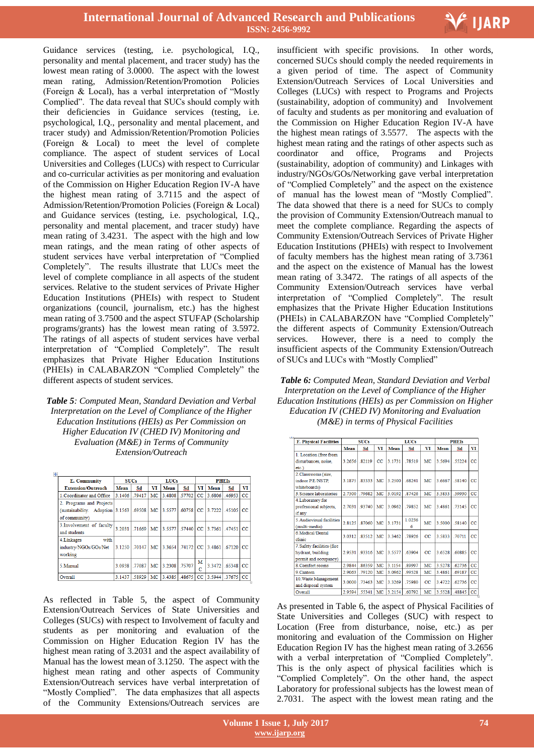Guidance services (testing, i.e. psychological, I.Q., personality and mental placement, and tracer study) has the lowest mean rating of 3.0000. The aspect with the lowest mean rating, Admission/Retention/Promotion Policies (Foreign & Local), has a verbal interpretation of "Mostly Complied". The data reveal that SUCs should comply with their deficiencies in Guidance services (testing, i.e. psychological, I.Q., personality and mental placement, and tracer study) and Admission/Retention/Promotion Policies (Foreign & Local) to meet the level of complete compliance. The aspect of student services of Local Universities and Colleges (LUCs) with respect to Curricular and co-curricular activities as per monitoring and evaluation of the Commission on Higher Education Region IV-A have the highest mean rating of 3.7115 and the aspect of Admission/Retention/Promotion Policies (Foreign & Local) and Guidance services (testing, i.e. psychological, I.Q., personality and mental placement, and tracer study) have mean rating of 3.4231. The aspect with the high and low mean ratings, and the mean rating of other aspects of student services have verbal interpretation of "Complied Completely". The results illustrate that LUCs meet the level of complete compliance in all aspects of the student services. Relative to the student services of Private Higher Education Institutions (PHEIs) with respect to Student organizations (council, journalism, etc.) has the highest mean rating of 3.7500 and the aspect STUFAP (Scholarship programs/grants) has the lowest mean rating of 3.5972. The ratings of all aspects of student services have verbal interpretation of "Complied Completely". The result emphasizes that Private Higher Education Institutions (PHEIs) in CALABARZON "Complied Completely" the different aspects of student services.

***Table 5**: Computed Mean, Standard Deviation and Verbal Interpretation on the Level of Compliance of the Higher Education Institutions (HEIs) as Per Commission on Higher Education IV (CHED IV) Monitoring and Evaluation (M&E) in Terms of Community Extension/Outreach*

| E. Community Extension/Outreach | SUCs | | | LUCs | | | PHEIs | | |
|---|---|---|---|---|---|---|---|---|---|
| | Mean | Sd | VI | Mean | Sd | VI | Mean | Sd | VI |
| 1.Coordinator and Office | 3.1406 | .79417 | MC | 3.4808 | .57702 | CC | 3.6806 | .46953 | CC |
| 2. Programs and Projects (sustainability, Adoption of community) | 3.1563 | .69508 | MC | 3.5577 | .60758 | CC | 3.7222 | .45105 | CC |
| 3.Involvement of faculty and students | 3.2031 | .71669 | MC | 3.5577 | .57440 | CC | 3.7361 | .47451 | CC |
| 4.Linkages with industry/NGOs/GOs/Net working | 3.1250 | .70147 | MC | 3.3654 | .74172 | CC | 3.4861 | .67120 | CC |
| 5.Manual | 3.0938 | .77087 | MC | 3.2308 | .75707 | MC | 3.3472 | .65348 | CC |
| Overall | 3.1437 | .58929 | MC | 3.4385 | .48675 | CC | 3.5944 | .37675 | CC |

As reflected in Table 5, the aspect of Community Extension/Outreach Services of State Universities and Colleges (SUCs) with respect to Involvement of faculty and students as per monitoring and evaluation of the Commission on Higher Education Region IV has the highest mean rating of 3.2031 and the aspect availability of Manual has the lowest mean of 3.1250. The aspect with the highest mean rating and other aspects of Community Extension/Outreach services have verbal interpretation of "Mostly Complied". The data emphasizes that all aspects of the Community Extensions/Outreach services are insufficient with specific provisions. In other words, concerned SUCs should comply the needed requirements in a given period of time. The aspect of Community Extension/Outreach Services of Local Universities and Colleges (LUCs) with respect to Programs and Projects (sustainability, adoption of community) and Involvement of faculty and students as per monitoring and evaluation of the Commission on Higher Education Region IV-A have the highest mean ratings of 3.5577. The aspects with the highest mean rating and the ratings of other aspects such as coordinator and office, Programs and Projects (sustainability, adoption of community) and Linkages with industry/NGOs/GOs/Networking gave verbal interpretation of "Complied Completely" and the aspect on the existence of manual has the lowest mean of "Mostly Complied". The data showed that there is a need for SUCs to comply the provision of Community Extension/Outreach manual to meet the complete compliance. Regarding the aspects of Community Extension/Outreach Services of Private Higher Education Institutions (PHEIs) with respect to Involvement of faculty members has the highest mean rating of 3.7361 and the aspect on the existence of Manual has the lowest mean rating of 3.3472. The ratings of all aspects of the Community Extension/Outreach services have verbal interpretation of "Complied Completely". The result emphasizes that the Private Higher Education Institutions (PHEIs) in CALABARZON have "Complied Completely" the different aspects of Community Extension/Outreach services. However, there is a need to comply the insufficient aspects of the Community Extension/Outreach of SUCs and LUCs with "Mostly Complied"

***Table 6:** Computed Mean, Standard Deviation and Verbal Interpretation on the Level of Compliance of the Higher Education Institutions (HEIs) as per Commission on Higher Education IV (CHED IV) Monitoring and Evaluation (M&E) in terms of Physical Facilities*

| F. Physical Facilities | SUCs | | | LUCs | | | PHEIs | | |
|---|---|---|---|---|---|---|---|---|---|
| | Mean | Sd | VI | Mean | Sd | VI | Mean | Sd | VI |
| 1. Location (free from disturbances, noise, etc.) | 3.2656 | .82119 | CC | 3.1731 | .78519 | MC | 3.5694 | .55224 | CC |
| 2.Classrooms (size, indoor P.E./NSTP, whiteboards) | 3.1875 | .83333 | MC | 3.2500 | .68241 | MC | 3.6667 | .58140 | CC |
| 3.Science laboratories | 2.7500 | .79682 | MC | 3.0192 | .87426 | MC | 3.5833 | .59930 | CC |
| 4.Laboratory for professional subjects, if any | 2.7031 | .93740 | MC | 3.0962 | .79852 | MC | 3.4861 | .73145 | CC |
| 5.Audiovisual facilities (multi-media) | 2.8125 | .87060 | MC | 3.1731 | 1.02366 | MC | 3.5000 | .58140 | CC |
| 6.Medical/Dental clinic | 3.0312 | .83512 | MC | 3.3462 | .78926 | CC | 3.5833 | .70711 | CC |
| 7.Safety facilities (fire hydrant, building permit and occupancy) | 2.9531 | .93316 | MC | 3.5577 | .63904 | CC | 3.6528 | .60885 | CC |
| 8.Comfort rooms | 2.9844 | .86359 | MC | 3.1154 | .89997 | MC | 3.5278 | .62736 | CC |
| 9.Canteen | 2.9063 | .79120 | MC | 3.0962 | .99528 | MC | 3.4861 | .69187 | CC |
| 10.Waste Management and disposal system | 3.0000 | .73463 | MC | 3.3269 | .75980 | CC | 3.4722 | .62736 | CC |
| Overall | 2.9594 | .55341 | MC | 3.2154 | .60792 | MC | 3.5528 | .48845 | CC |

As presented in Table 6, the aspect of Physical Facilities of State Universities and Colleges (SUC) with respect to Location (Free from disturbance, noise, etc.) as per monitoring and evaluation of the Commission on Higher Education Region IV has the highest mean rating of 3.2656 with a verbal interpretation of "Complied Completely". This is the only aspect of physical facilities which is "Complied Completely". On the other hand, the aspect Laboratory for professional subjects has the lowest mean of 2.7031. The aspect with the lowest mean rating and the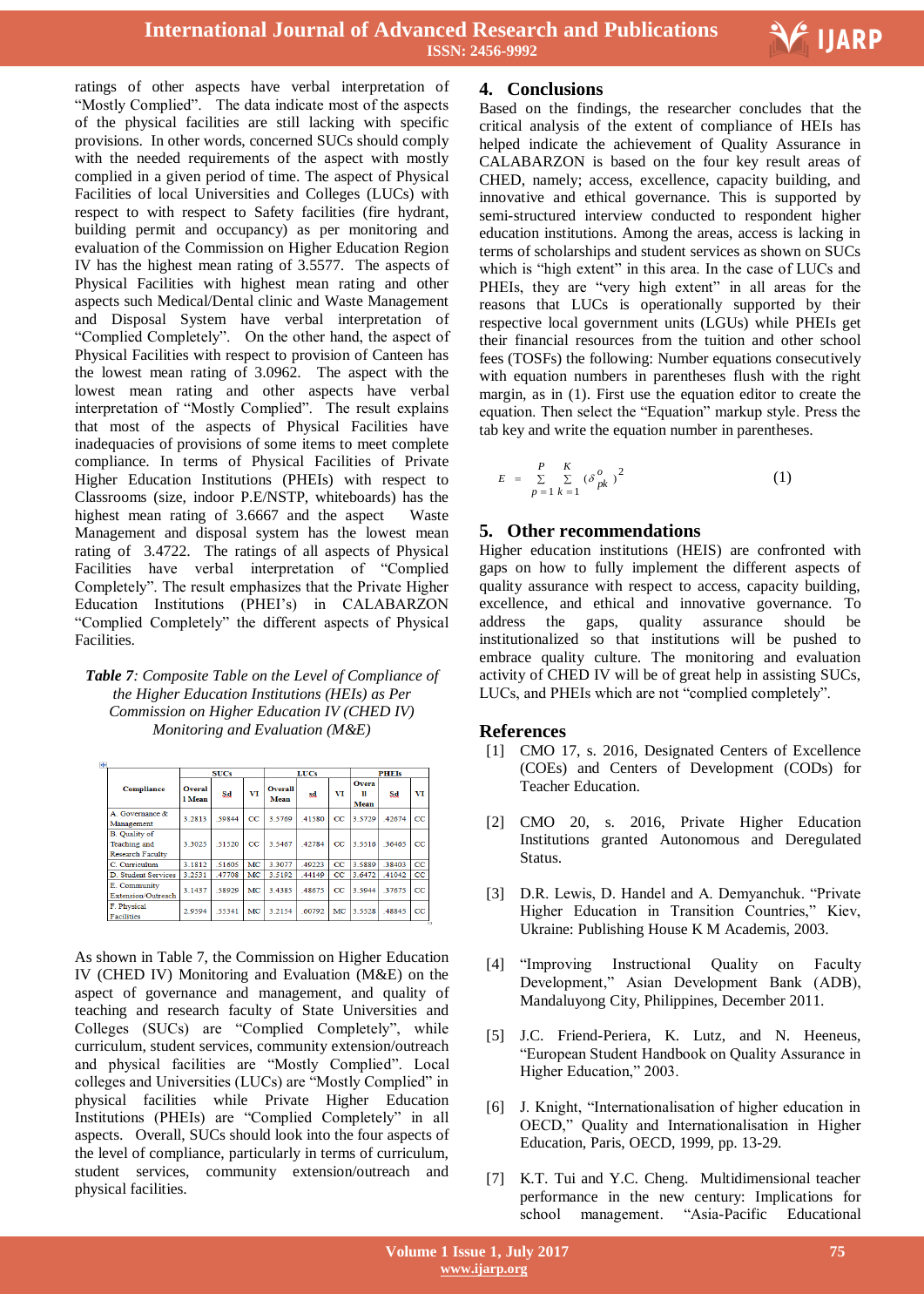ratings of other aspects have verbal interpretation of "Mostly Complied". The data indicate most of the aspects of the physical facilities are still lacking with specific provisions. In other words, concerned SUCs should comply with the needed requirements of the aspect with mostly complied in a given period of time. The aspect of Physical Facilities of local Universities and Colleges (LUCs) with respect to with respect to Safety facilities (fire hydrant, building permit and occupancy) as per monitoring and evaluation of the Commission on Higher Education Region IV has the highest mean rating of 3.5577. The aspects of Physical Facilities with highest mean rating and other aspects such Medical/Dental clinic and Waste Management and Disposal System have verbal interpretation of "Complied Completely". On the other hand, the aspect of Physical Facilities with respect to provision of Canteen has the lowest mean rating of 3.0962. The aspect with the lowest mean rating and other aspects have verbal interpretation of "Mostly Complied". The result explains that most of the aspects of Physical Facilities have inadequacies of provisions of some items to meet complete compliance. In terms of Physical Facilities of Private Higher Education Institutions (PHEIs) with respect to Classrooms (size, indoor P.E/NSTP, whiteboards) has the highest mean rating of 3.6667 and the aspect Waste Management and disposal system has the lowest mean rating of 3.4722. The ratings of all aspects of Physical Facilities have verbal interpretation of "Complied Completely". The result emphasizes that the Private Higher Education Institutions (PHEI's) in CALABARZON "Complied Completely" the different aspects of Physical Facilities.

***Table 7**: Composite Table on the Level of Compliance of the Higher Education Institutions (HEIs) as Per Commission on Higher Education IV (CHED IV) Monitoring and Evaluation (M&E)*

| Compliance | SUCs | | | LUCs | | | PHEIs | | |
|---|---|---|---|---|---|---|---|---|---|
| | Overall Mean | Sd | VI | Overall Mean | sd | VI | Overall Mean | Sd | VI |
| A. Governance & Management | 3.2813 | .59844 | CC | 3.5769 | .41580 | CC | 3.5729 | .42674 | CC |
| B. Quality of Teaching and Research Faculty | 3.3025 | .51520 | CC | 3.5467 | .42784 | CC | 3.5516 | .36465 | CC |
| C. Curriculum | 3.1812 | .51605 | MC | 3.3077 | .49223 | CC | 3.5889 | .38403 | CC |
| D. Student Services | 3.2531 | .47708 | MC | 3.5192 | .44149 | CC | 3.6472 | .41042 | CC |
| E. Community Extension/Outreach | 3.1437 | .58929 | MC | 3.4385 | .48675 | CC | 3.5944 | .37675 | CC |
| F. Physical Facilities | 2.9594 | .55341 | MC | 3.2154 | .60792 | MC | 3.5528 | .48845 | CC |

As shown in Table 7, the Commission on Higher Education IV (CHED IV) Monitoring and Evaluation (M&E) on the aspect of governance and management, and quality of teaching and research faculty of State Universities and Colleges (SUCs) are "Complied Completely", while curriculum, student services, community extension/outreach and physical facilities are "Mostly Complied". Local colleges and Universities (LUCs) are "Mostly Complied" in physical facilities while Private Higher Education Institutions (PHEIs) are "Complied Completely" in all aspects. Overall, SUCs should look into the four aspects of the level of compliance, particularly in terms of curriculum, student services, community extension/outreach and physical facilities.

## 4. Conclusions

Based on the findings, the researcher concludes that the critical analysis of the extent of compliance of HEIs has helped indicate the achievement of Quality Assurance in CALABARZON is based on the four key result areas of CHED, namely; access, excellence, capacity building, and innovative and ethical governance. This is supported by semi-structured interview conducted to respondent higher education institutions. Among the areas, access is lacking in terms of scholarships and student services as shown on SUCs which is "high extent" in this area. In the case of LUCs and PHEIs, they are "very high extent" in all areas for the reasons that LUCs is operationally supported by their respective local government units (LGUs) while PHEIs get their financial resources from the tuition and other school fees (TOSFs) the following: Number equations consecutively with equation numbers in parentheses flush with the right margin, as in (1). First use the equation editor to create the equation. Then select the "Equation" markup style. Press the tab key and write the equation number in parentheses.

$$E = \sum_{p=1}^{P} \sum_{k=1}^{K} (\delta_{pk}^{o})^2 \qquad (1)$$

## 5. Other recommendations

Higher education institutions (HEIS) are confronted with gaps on how to fully implement the different aspects of quality assurance with respect to access, capacity building, excellence, and ethical and innovative governance. To address the gaps, quality assurance should be institutionalized so that institutions will be pushed to embrace quality culture. The monitoring and evaluation activity of CHED IV will be of great help in assisting SUCs, LUCs, and PHEIs which are not "complied completely".

## References

[1] CMO 17, s. 2016, Designated Centers of Excellence (COEs) and Centers of Development (CODs) for Teacher Education.

[2] CMO 20, s. 2016, Private Higher Education Institutions granted Autonomous and Deregulated Status.

[3] D.R. Lewis, D. Handel and A. Demyanchuk. "Private Higher Education in Transition Countries," Kiev, Ukraine: Publishing House K M Academis, 2003.

[4] "Improving Instructional Quality on Faculty Development," Asian Development Bank (ADB), Mandaluyong City, Philippines, December 2011.

[5] J.C. Friend-Periera, K. Lutz, and N. Heeneus, "European Student Handbook on Quality Assurance in Higher Education," 2003.

[6] J. Knight, "Internationalisation of higher education in OECD," Quality and Internationalisation in Higher Education, Paris, OECD, 1999, pp. 13-29.

[7] K.T. Tui and Y.C. Cheng. Multidimensional teacher performance in the new century: Implications for school management. "Asia-Pacific Educational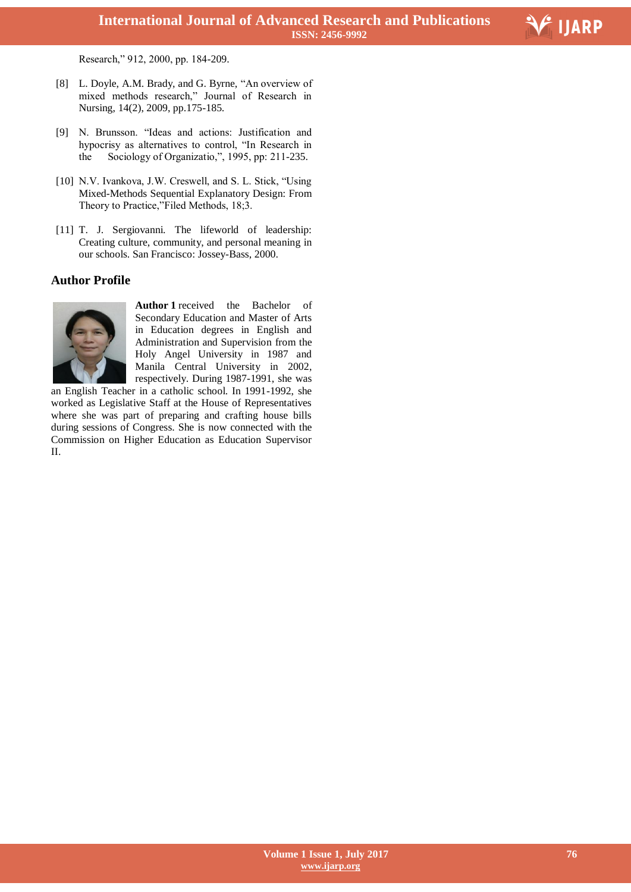Research," 912, 2000, pp. 184-209.

[8] L. Doyle, A.M. Brady, and G. Byrne, "An overview of mixed methods research," Journal of Research in Nursing, 14(2), 2009, pp.175-185.

[9] N. Brunsson. "Ideas and actions: Justification and hypocrisy as alternatives to control, "In Research in the Sociology of Organizatio,", 1995, pp: 211-235.

[10] N.V. Ivankova, J.W. Creswell, and S. L. Stick, "Using Mixed-Methods Sequential Explanatory Design: From Theory to Practice,"Filed Methods, 18;3.

[11] T. J. Sergiovanni. The lifeworld of leadership: Creating culture, community, and personal meaning in our schools. San Francisco: Jossey-Bass, 2000.

## Author Profile

**Author 1** received the Bachelor of Secondary Education and Master of Arts in Education degrees in English and Administration and Supervision from the Holy Angel University in 1987 and Manila Central University in 2002, respectively. During 1987-1991, she was an English Teacher in a catholic school. In 1991-1992, she worked as Legislative Staff at the House of Representatives where she was part of preparing and crafting house bills during sessions of Congress. She is now connected with the Commission on Higher Education as Education Supervisor II.